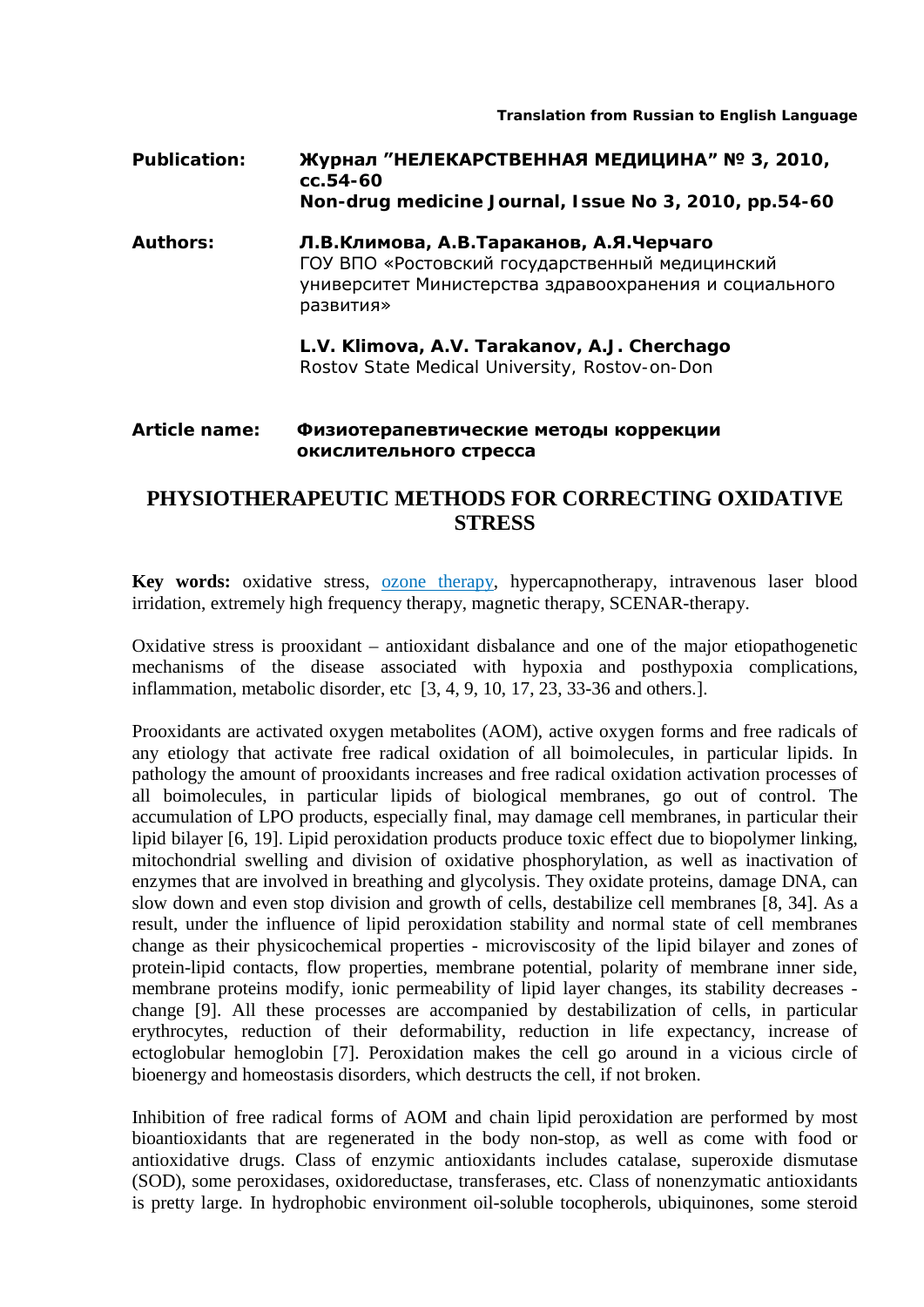**Translation from Russian to English Language**

**Publication:** **Журнал "НЕЛЕКАРСТВЕННАЯ МЕДИЦИНА" № 3, 2010, сс.54-60**
**Non-drug medicine Journal, Issue No 3, 2010, pp.54-60**

**Authors:** **Л.В.Климова, А.В.Тараканов, А.Я.Черчаго**
ГОУ ВПО «Ростовский государственный медицинский университет Министерства здравоохранения и социального развития»

**L.V. Klimova, A.V. Tarakanov, A.J. Cherchago**
Rostov State Medical University, Rostov-on-Don

**Article name:** **Физиотерапевтические методы коррекции окислительного стресса**

# PHYSIOTHERAPEUTIC METHODS FOR CORRECTING OXIDATIVE STRESS

**Key words:** oxidative stress, ozone therapy, hypercapnotherapy, intravenous laser blood irridation, extremely high frequency therapy, magnetic therapy, SCENAR-therapy.

Oxidative stress is prooxidant – antioxidant disbalance and one of the major etiopathogenetic mechanisms of the disease associated with hypoxia and posthypoxia complications, inflammation, metabolic disorder, etc [3, 4, 9, 10, 17, 23, 33-36 and others.].

Prooxidants are activated oxygen metabolites (AOM), active oxygen forms and free radicals of any etiology that activate free radical oxidation of all boimolecules, in particular lipids. In pathology the amount of prooxidants increases and free radical oxidation activation processes of all boimolecules, in particular lipids of biological membranes, go out of control. The accumulation of LPO products, especially final, may damage cell membranes, in particular their lipid bilayer [6, 19]. Lipid peroxidation products produce toxic effect due to biopolymer linking, mitochondrial swelling and division of oxidative phosphorylation, as well as inactivation of enzymes that are involved in breathing and glycolysis. They oxidate proteins, damage DNA, can slow down and even stop division and growth of cells, destabilize cell membranes [8, 34]. As a result, under the influence of lipid peroxidation stability and normal state of cell membranes change as their physicochemical properties - microviscosity of the lipid bilayer and zones of protein-lipid contacts, flow properties, membrane potential, polarity of membrane inner side, membrane proteins modify, ionic permeability of lipid layer changes, its stability decreases - change [9]. All these processes are accompanied by destabilization of cells, in particular erythrocytes, reduction of their deformability, reduction in life expectancy, increase of ectoglobular hemoglobin [7]. Peroxidation makes the cell go around in a vicious circle of bioenergy and homeostasis disorders, which destructs the cell, if not broken.

Inhibition of free radical forms of AOM and chain lipid peroxidation are performed by most bioantioxidants that are regenerated in the body non-stop, as well as come with food or antioxidative drugs. Class of enzymic antioxidants includes catalase, superoxide dismutase (SOD), some peroxidases, oxidoreductase, transferases, etc. Class of nonenzymatic antioxidants is pretty large. In hydrophobic environment oil-soluble tocopherols, ubiquinones, some steroid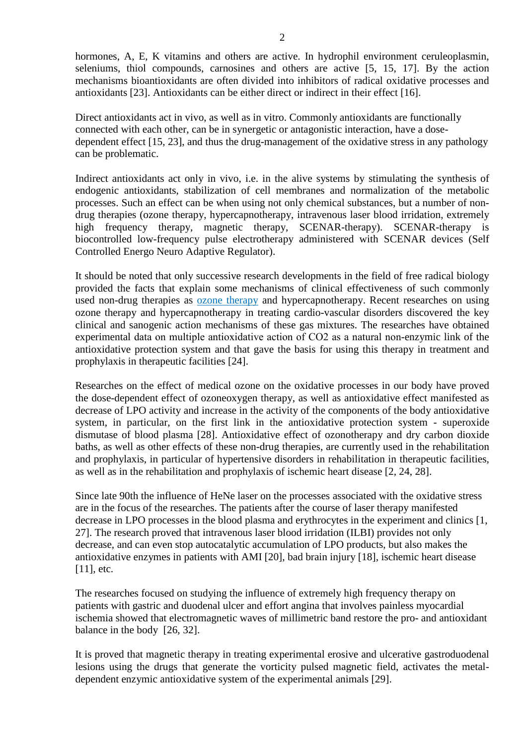hormones, A, E, K vitamins and others are active. In hydrophil environment ceruleoplasmin, seleniums, thiol compounds, carnosines and others are active [5, 15, 17]. By the action mechanisms bioantioxidants are often divided into inhibitors of radical oxidative processes and antioxidants [23]. Antioxidants can be either direct or indirect in their effect [16].

Direct antioxidants act in vivo, as well as in vitro. Commonly antioxidants are functionally connected with each other, can be in synergetic or antagonistic interaction, have a dose-dependent effect [15, 23], and thus the drug-management of the oxidative stress in any pathology can be problematic.

Indirect antioxidants act only in vivo, i.e. in the alive systems by stimulating the synthesis of endogenic antioxidants, stabilization of cell membranes and normalization of the metabolic processes. Such an effect can be when using not only chemical substances, but a number of non-drug therapies (ozone therapy, hypercapnotherapy, intravenous laser blood irridation, extremely high frequency therapy, magnetic therapy, SCENAR-therapy). SCENAR-therapy is biocontrolled low-frequency pulse electrotherapy administered with SCENAR devices (Self Controlled Energo Neuro Adaptive Regulator).

It should be noted that only successive research developments in the field of free radical biology provided the facts that explain some mechanisms of clinical effectiveness of such commonly used non-drug therapies as ozone therapy and hypercapnotherapy. Recent researches on using ozone therapy and hypercapnotherapy in treating cardio-vascular disorders discovered the key clinical and sanogenic action mechanisms of these gas mixtures. The researches have obtained experimental data on multiple antioxidative action of $CO_2$ as a natural non-enzymic link of the antioxidative protection system and that gave the basis for using this therapy in treatment and prophylaxis in therapeutic facilities [24].

Researches on the effect of medical ozone on the oxidative processes in our body have proved the dose-dependent effect of ozoneoxygen therapy, as well as antioxidative effect manifested as decrease of LPO activity and increase in the activity of the components of the body antioxidative system, in particular, on the first link in the antioxidative protection system - superoxide dismutase of blood plasma [28]. Antioxidative effect of ozonotherapy and dry carbon dioxide baths, as well as other effects of these non-drug therapies, are currently used in the rehabilitation and prophylaxis, in particular of hypertensive disorders in rehabilitation in therapeutic facilities, as well as in the rehabilitation and prophylaxis of ischemic heart disease [2, 24, 28].

Since late 90th the influence of HeNe laser on the processes associated with the oxidative stress are in the focus of the researches. The patients after the course of laser therapy manifested decrease in LPO processes in the blood plasma and erythrocytes in the experiment and clinics [1, 27]. The research proved that intravenous laser blood irridation (ILBI) provides not only decrease, and can even stop autocatalytic accumulation of LPO products, but also makes the antioxidative enzymes in patients with AMI [20], bad brain injury [18], ischemic heart disease [11], etc.

The researches focused on studying the influence of extremely high frequency therapy on patients with gastric and duodenal ulcer and effort angina that involves painless myocardial ischemia showed that electromagnetic waves of millimetric band restore the pro- and antioxidant balance in the body [26, 32].

It is proved that magnetic therapy in treating experimental erosive and ulcerative gastroduodenal lesions using the drugs that generate the vorticity pulsed magnetic field, activates the metal-dependent enzymic antioxidative system of the experimental animals [29].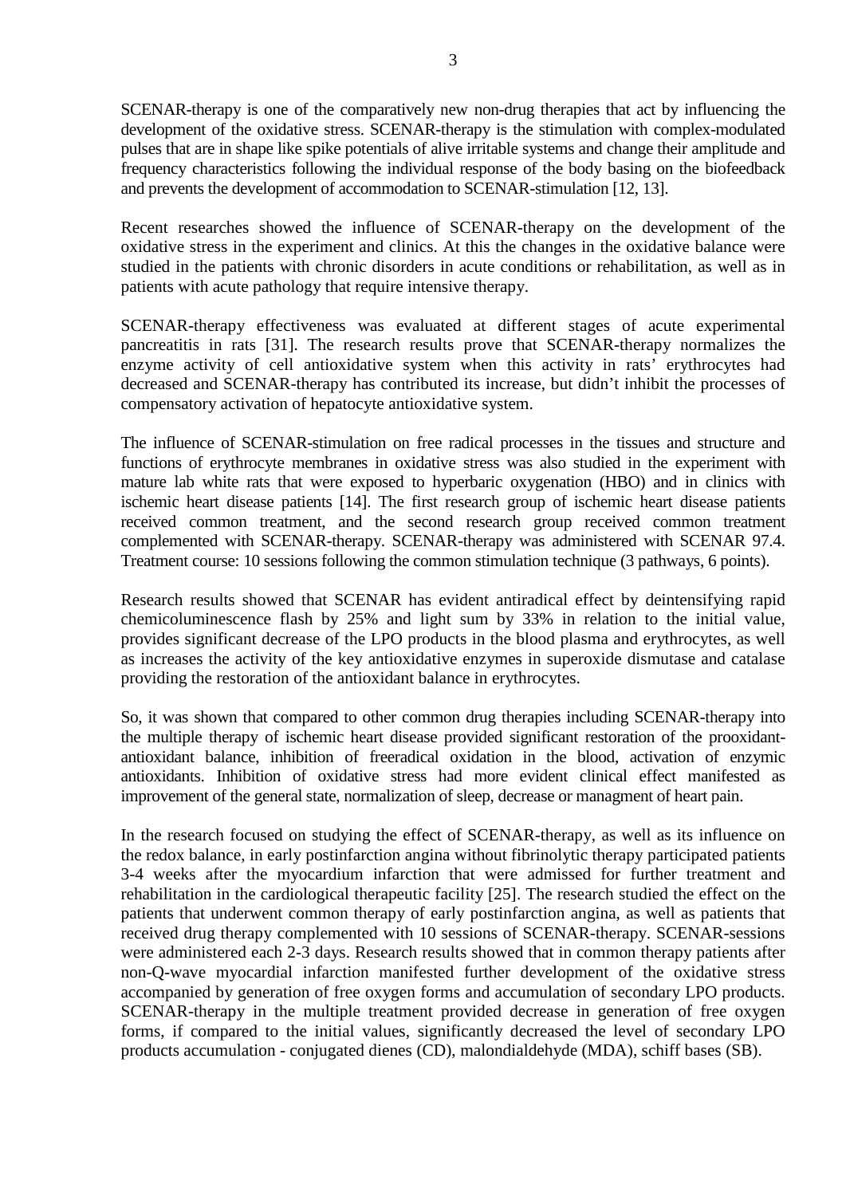SCENAR-therapy is one of the comparatively new non-drug therapies that act by influencing the development of the oxidative stress. SCENAR-therapy is the stimulation with complex-modulated pulses that are in shape like spike potentials of alive irritable systems and change their amplitude and frequency characteristics following the individual response of the body basing on the biofeedback and prevents the development of accommodation to SCENAR-stimulation [12, 13].

Recent researches showed the influence of SCENAR-therapy on the development of the oxidative stress in the experiment and clinics. At this the changes in the oxidative balance were studied in the patients with chronic disorders in acute conditions or rehabilitation, as well as in patients with acute pathology that require intensive therapy.

SCENAR-therapy effectiveness was evaluated at different stages of acute experimental pancreatitis in rats [31]. The research results prove that SCENAR-therapy normalizes the enzyme activity of cell antioxidative system when this activity in rats' erythrocytes had decreased and SCENAR-therapy has contributed its increase, but didn't inhibit the processes of compensatory activation of hepatocyte antioxidative system.

The influence of SCENAR-stimulation on free radical processes in the tissues and structure and functions of erythrocyte membranes in oxidative stress was also studied in the experiment with mature lab white rats that were exposed to hyperbaric oxygenation (HBO) and in clinics with ischemic heart disease patients [14]. The first research group of ischemic heart disease patients received common treatment, and the second research group received common treatment complemented with SCENAR-therapy. SCENAR-therapy was administered with SCENAR 97.4. Treatment course: 10 sessions following the common stimulation technique (3 pathways, 6 points).

Research results showed that SCENAR has evident antiradical effect by deintensifying rapid chemicoluminescence flash by 25% and light sum by 33% in relation to the initial value, provides significant decrease of the LPO products in the blood plasma and erythrocytes, as well as increases the activity of the key antioxidative enzymes in superoxide dismutase and catalase providing the restoration of the antioxidant balance in erythrocytes.

So, it was shown that compared to other common drug therapies including SCENAR-therapy into the multiple therapy of ischemic heart disease provided significant restoration of the prooxidant-antioxidant balance, inhibition of freeradical oxidation in the blood, activation of enzymic antioxidants. Inhibition of oxidative stress had more evident clinical effect manifested as improvement of the general state, normalization of sleep, decrease or managment of heart pain.

In the research focused on studying the effect of SCENAR-therapy, as well as its influence on the redox balance, in early postinfarction angina without fibrinolytic therapy participated patients 3-4 weeks after the myocardium infarction that were admissed for further treatment and rehabilitation in the cardiological therapeutic facility [25]. The research studied the effect on the patients that underwent common therapy of early postinfarction angina, as well as patients that received drug therapy complemented with 10 sessions of SCENAR-therapy. SCENAR-sessions were administered each 2-3 days. Research results showed that in common therapy patients after non-Q-wave myocardial infarction manifested further development of the oxidative stress accompanied by generation of free oxygen forms and accumulation of secondary LPO products. SCENAR-therapy in the multiple treatment provided decrease in generation of free oxygen forms, if compared to the initial values, significantly decreased the level of secondary LPO products accumulation - conjugated dienes (CD), malondialdehyde (MDA), schiff bases (SB).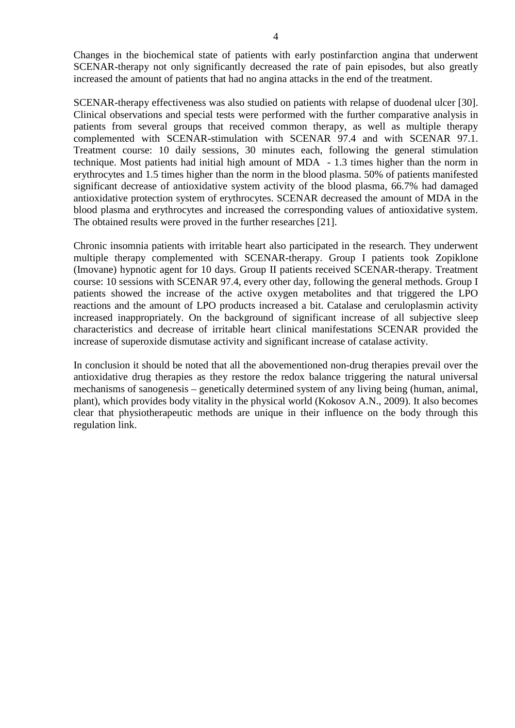Changes in the biochemical state of patients with early postinfarction angina that underwent SCENAR-therapy not only significantly decreased the rate of pain episodes, but also greatly increased the amount of patients that had no angina attacks in the end of the treatment.

SCENAR-therapy effectiveness was also studied on patients with relapse of duodenal ulcer [30]. Clinical observations and special tests were performed with the further comparative analysis in patients from several groups that received common therapy, as well as multiple therapy complemented with SCENAR-stimulation with SCENAR 97.4 and with SCENAR 97.1. Treatment course: 10 daily sessions, 30 minutes each, following the general stimulation technique. Most patients had initial high amount of MDA - 1.3 times higher than the norm in erythrocytes and 1.5 times higher than the norm in the blood plasma. 50% of patients manifested significant decrease of antioxidative system activity of the blood plasma, 66.7% had damaged antioxidative protection system of erythrocytes. SCENAR decreased the amount of MDA in the blood plasma and erythrocytes and increased the corresponding values of antioxidative system. The obtained results were proved in the further researches [21].

Chronic insomnia patients with irritable heart also participated in the research. They underwent multiple therapy complemented with SCENAR-therapy. Group I patients took Zopiklone (Imovane) hypnotic agent for 10 days. Group II patients received SCENAR-therapy. Treatment course: 10 sessions with SCENAR 97.4, every other day, following the general methods. Group I patients showed the increase of the active oxygen metabolites and that triggered the LPO reactions and the amount of LPO products increased a bit. Catalase and ceruloplasmin activity increased inappropriately. On the background of significant increase of all subjective sleep characteristics and decrease of irritable heart clinical manifestations SCENAR provided the increase of superoxide dismutase activity and significant increase of catalase activity.

In conclusion it should be noted that all the abovementioned non-drug therapies prevail over the antioxidative drug therapies as they restore the redox balance triggering the natural universal mechanisms of sanogenesis – genetically determined system of any living being (human, animal, plant), which provides body vitality in the physical world (Kokosov A.N., 2009). It also becomes clear that physiotherapeutic methods are unique in their influence on the body through this regulation link.